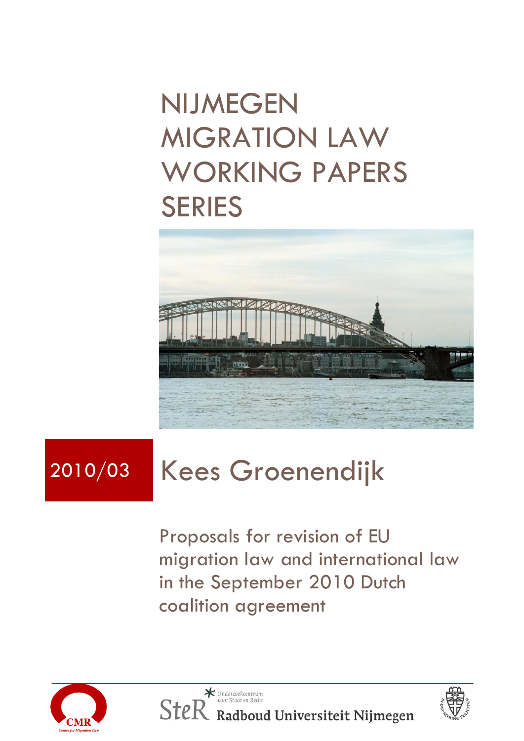# NIJMEGEN MIGRATION LAW WORKING PAPERS SERIES

2010/03

## Kees Groenendijk

Proposals for revision of EU migration law and international law in the September 2010 Dutch coalition agreement

CMR Centre for Migration Law

SteR Onderzoekcentrum voor Staat en Recht

Radboud Universiteit Nijmegen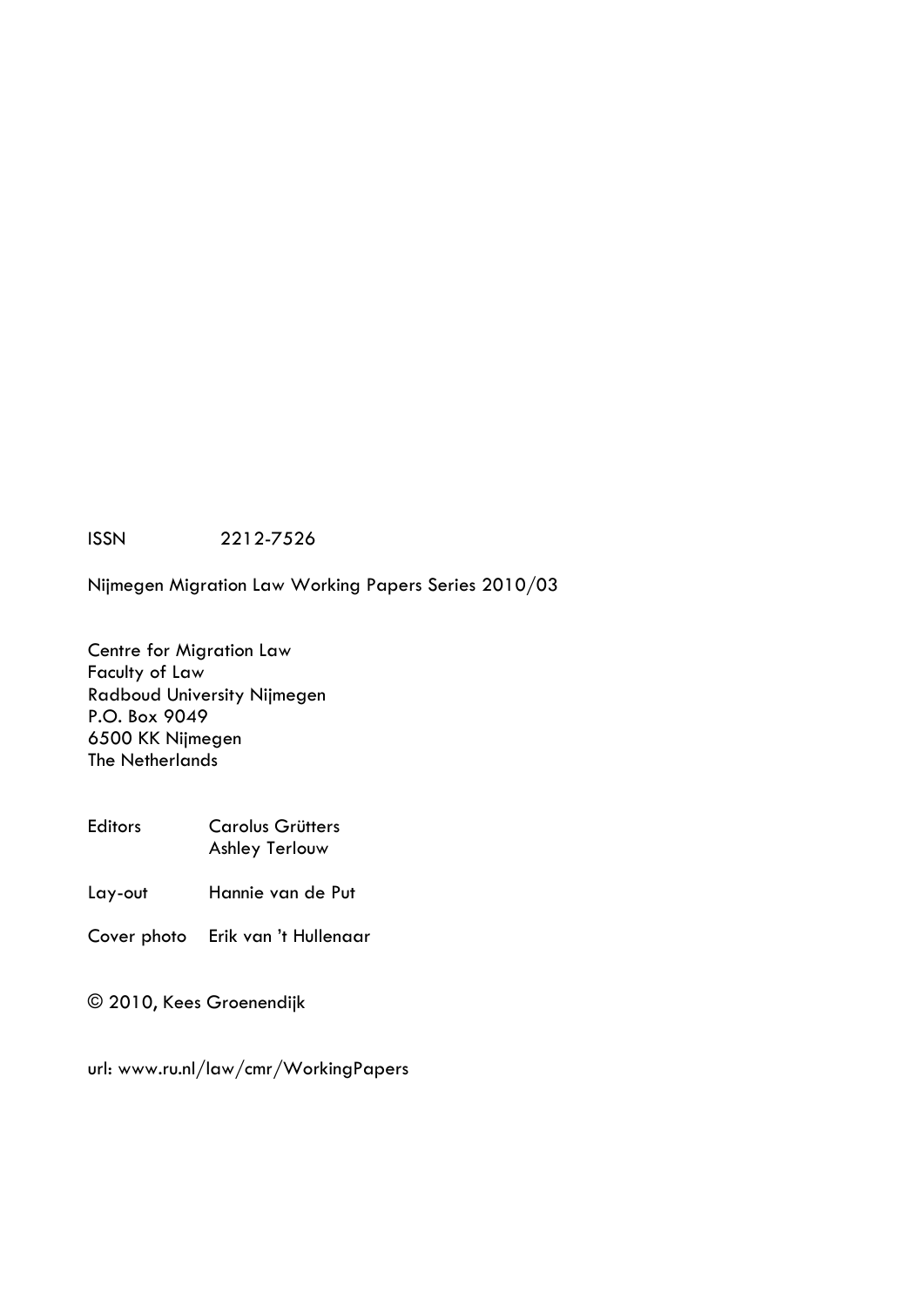ISSN 2212-7526

Nijmegen Migration Law Working Papers Series 2010/03

Centre for Migration Law
Faculty of Law
Radboud University Nijmegen
P.O. Box 9049
6500 KK Nijmegen
The Netherlands

| | |
|---|---|
| Editors | Carolus Grütters<br>Ashley Terlouw |
| Lay-out | Hannie van de Put |
| Cover photo | Erik van 't Hullenaar |

© 2010, Kees Groenendijk

url: www.ru.nl/law/cmr/WorkingPapers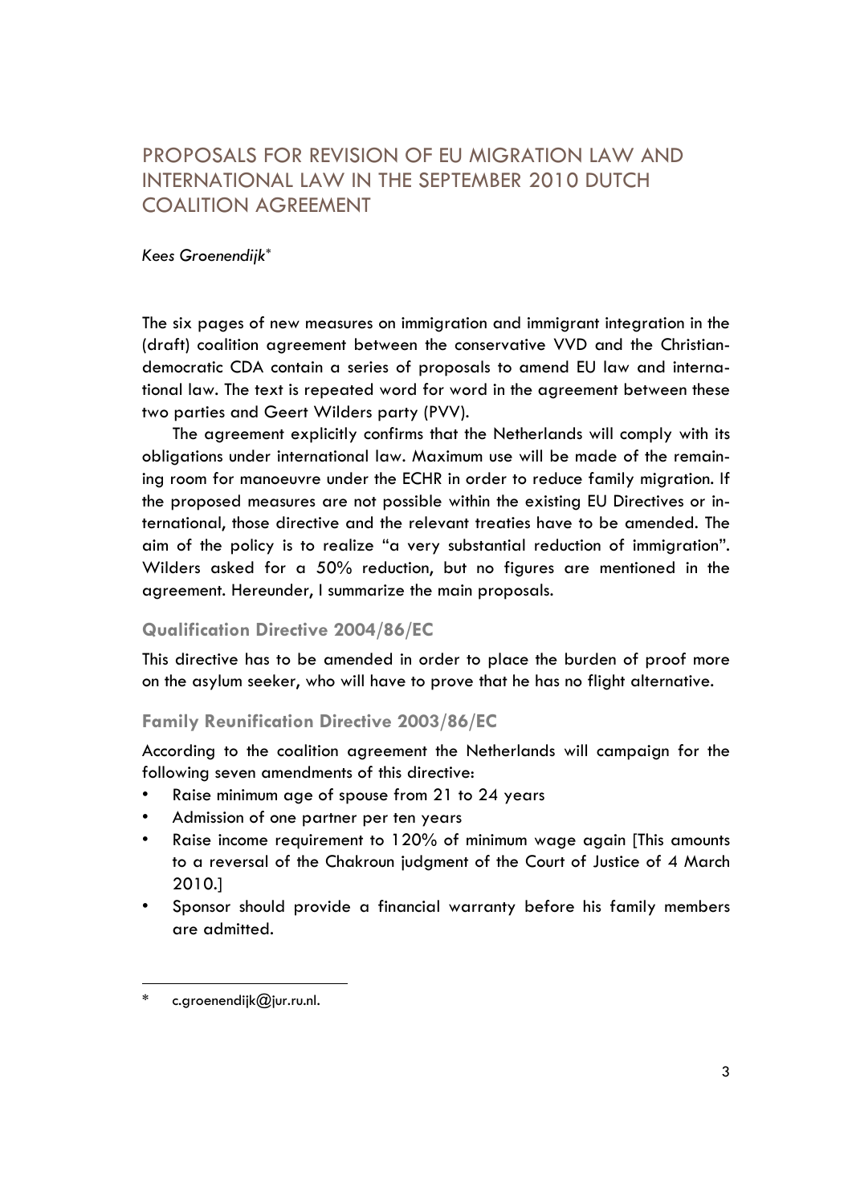# PROPOSALS FOR REVISION OF EU MIGRATION LAW AND INTERNATIONAL LAW IN THE SEPTEMBER 2010 DUTCH COALITION AGREEMENT

*Kees Groenendijk**

The six pages of new measures on immigration and immigrant integration in the (draft) coalition agreement between the conservative VVD and the Christian-democratic CDA contain a series of proposals to amend EU law and international law. The text is repeated word for word in the agreement between these two parties and Geert Wilders party (PVV).

The agreement explicitly confirms that the Netherlands will comply with its obligations under international law. Maximum use will be made of the remaining room for manoeuvre under the ECHR in order to reduce family migration. If the proposed measures are not possible within the existing EU Directives or international, those directive and the relevant treaties have to be amended. The aim of the policy is to realize "a very substantial reduction of immigration". Wilders asked for a 50% reduction, but no figures are mentioned in the agreement. Hereunder, I summarize the main proposals.

## Qualification Directive 2004/86/EC

This directive has to be amended in order to place the burden of proof more on the asylum seeker, who will have to prove that he has no flight alternative.

## Family Reunification Directive 2003/86/EC

According to the coalition agreement the Netherlands will campaign for the following seven amendments of this directive:

- Raise minimum age of spouse from 21 to 24 years
- Admission of one partner per ten years
- Raise income requirement to 120% of minimum wage again [This amounts to a reversal of the Chakroun judgment of the Court of Justice of 4 March 2010.]
- Sponsor should provide a financial warranty before his family members are admitted.

\* c.groenendijk@jur.ru.nl.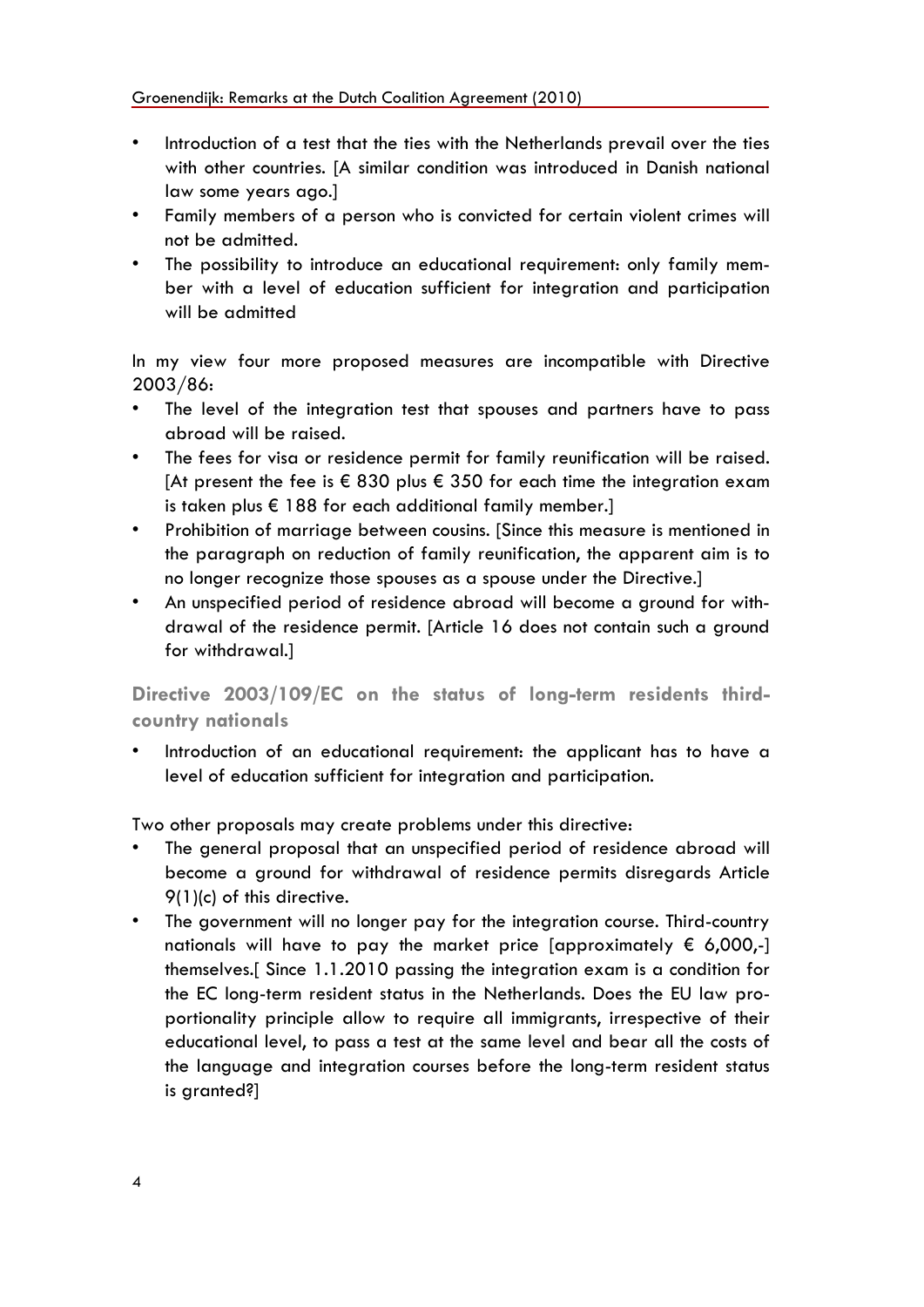- Introduction of a test that the ties with the Netherlands prevail over the ties with other countries. [A similar condition was introduced in Danish national law some years ago.]
- Family members of a person who is convicted for certain violent crimes will not be admitted.
- The possibility to introduce an educational requirement: only family member with a level of education sufficient for integration and participation will be admitted

In my view four more proposed measures are incompatible with Directive 2003/86:

- The level of the integration test that spouses and partners have to pass abroad will be raised.
- The fees for visa or residence permit for family reunification will be raised. [At present the fee is € 830 plus € 350 for each time the integration exam is taken plus € 188 for each additional family member.]
- Prohibition of marriage between cousins. [Since this measure is mentioned in the paragraph on reduction of family reunification, the apparent aim is to no longer recognize those spouses as a spouse under the Directive.]
- An unspecified period of residence abroad will become a ground for withdrawal of the residence permit. [Article 16 does not contain such a ground for withdrawal.]

## Directive 2003/109/EC on the status of long-term residents third-country nationals

- Introduction of an educational requirement: the applicant has to have a level of education sufficient for integration and participation.

Two other proposals may create problems under this directive:

- The general proposal that an unspecified period of residence abroad will become a ground for withdrawal of residence permits disregards Article 9(1)(c) of this directive.
- The government will no longer pay for the integration course. Third-country nationals will have to pay the market price [approximately € 6,000,-] themselves.[ Since 1.1.2010 passing the integration exam is a condition for the EC long-term resident status in the Netherlands. Does the EU law proportionality principle allow to require all immigrants, irrespective of their educational level, to pass a test at the same level and bear all the costs of the language and integration courses before the long-term resident status is granted?]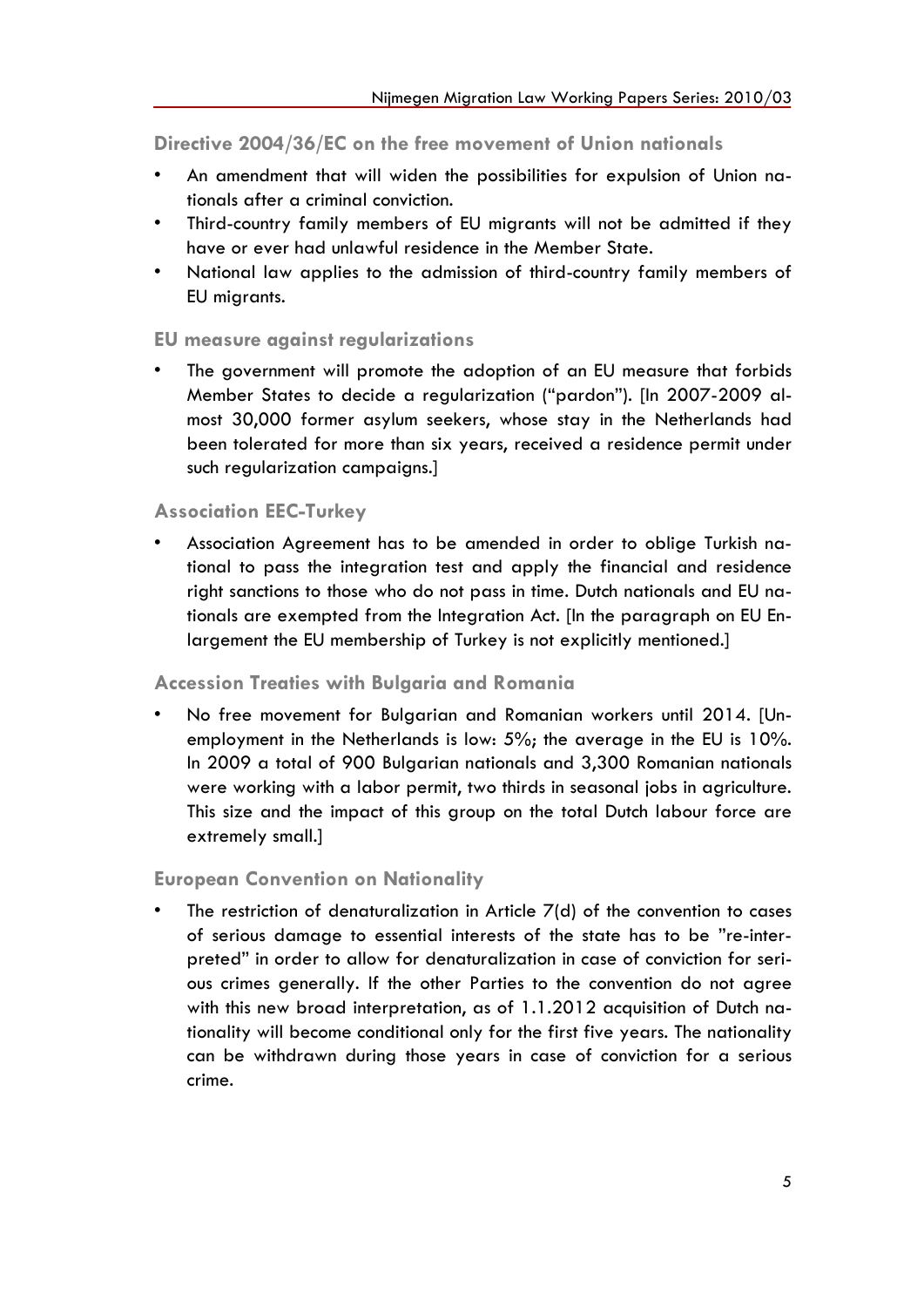### Directive 2004/36/EC on the free movement of Union nationals

- An amendment that will widen the possibilities for expulsion of Union nationals after a criminal conviction.
- Third-country family members of EU migrants will not be admitted if they have or ever had unlawful residence in the Member State.
- National law applies to the admission of third-country family members of EU migrants.

### EU measure against regularizations

- The government will promote the adoption of an EU measure that forbids Member States to decide a regularization ("pardon"). [In 2007-2009 almost 30,000 former asylum seekers, whose stay in the Netherlands had been tolerated for more than six years, received a residence permit under such regularization campaigns.]

### Association EEC-Turkey

- Association Agreement has to be amended in order to oblige Turkish national to pass the integration test and apply the financial and residence right sanctions to those who do not pass in time. Dutch nationals and EU nationals are exempted from the Integration Act. [In the paragraph on EU Enlargement the EU membership of Turkey is not explicitly mentioned.]

### Accession Treaties with Bulgaria and Romania

- No free movement for Bulgarian and Romanian workers until 2014. [Unemployment in the Netherlands is low: 5%; the average in the EU is 10%. In 2009 a total of 900 Bulgarian nationals and 3,300 Romanian nationals were working with a labor permit, two thirds in seasonal jobs in agriculture. This size and the impact of this group on the total Dutch labour force are extremely small.]

### European Convention on Nationality

- The restriction of denaturalization in Article 7(d) of the convention to cases of serious damage to essential interests of the state has to be "re-interpreted" in order to allow for denaturalization in case of conviction for serious crimes generally. If the other Parties to the convention do not agree with this new broad interpretation, as of 1.1.2012 acquisition of Dutch nationality will become conditional only for the first five years. The nationality can be withdrawn during those years in case of conviction for a serious crime.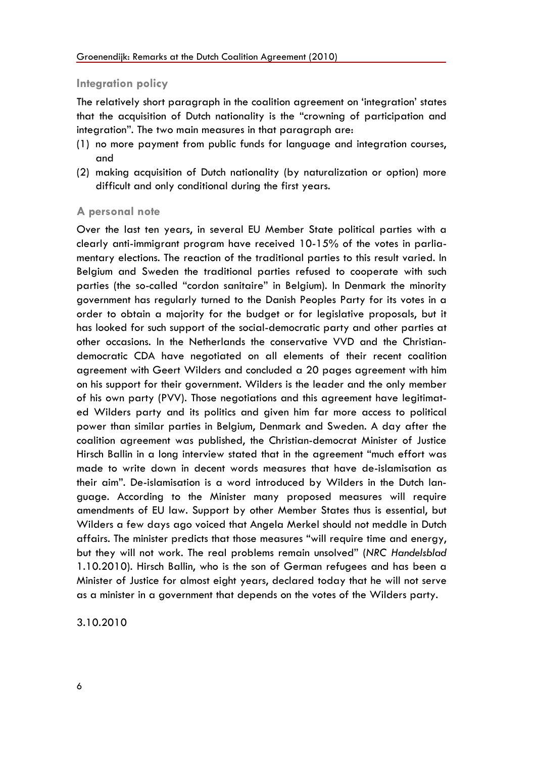## Integration policy

The relatively short paragraph in the coalition agreement on 'integration' states that the acquisition of Dutch nationality is the "crowning of participation and integration". The two main measures in that paragraph are:

(1) no more payment from public funds for language and integration courses, and
(2) making acquisition of Dutch nationality (by naturalization or option) more difficult and only conditional during the first years.

## A personal note

Over the last ten years, in several EU Member State political parties with a clearly anti-immigrant program have received 10-15% of the votes in parliamentary elections. The reaction of the traditional parties to this result varied. In Belgium and Sweden the traditional parties refused to cooperate with such parties (the so-called "cordon sanitaire" in Belgium). In Denmark the minority government has regularly turned to the Danish Peoples Party for its votes in a order to obtain a majority for the budget or for legislative proposals, but it has looked for such support of the social-democratic party and other parties at other occasions. In the Netherlands the conservative VVD and the Christian-democratic CDA have negotiated on all elements of their recent coalition agreement with Geert Wilders and concluded a 20 pages agreement with him on his support for their government. Wilders is the leader and the only member of his own party (PVV). Those negotiations and this agreement have legitimated Wilders party and its politics and given him far more access to political power than similar parties in Belgium, Denmark and Sweden. A day after the coalition agreement was published, the Christian-democrat Minister of Justice Hirsch Ballin in a long interview stated that in the agreement "much effort was made to write down in decent words measures that have de-islamisation as their aim". De-islamisation is a word introduced by Wilders in the Dutch language. According to the Minister many proposed measures will require amendments of EU law. Support by other Member States thus is essential, but Wilders a few days ago voiced that Angela Merkel should not meddle in Dutch affairs. The minister predicts that those measures "will require time and energy, but they will not work. The real problems remain unsolved" (*NRC Handelsblad* 1.10.2010). Hirsch Ballin, who is the son of German refugees and has been a Minister of Justice for almost eight years, declared today that he will not serve as a minister in a government that depends on the votes of the Wilders party.

3.10.2010